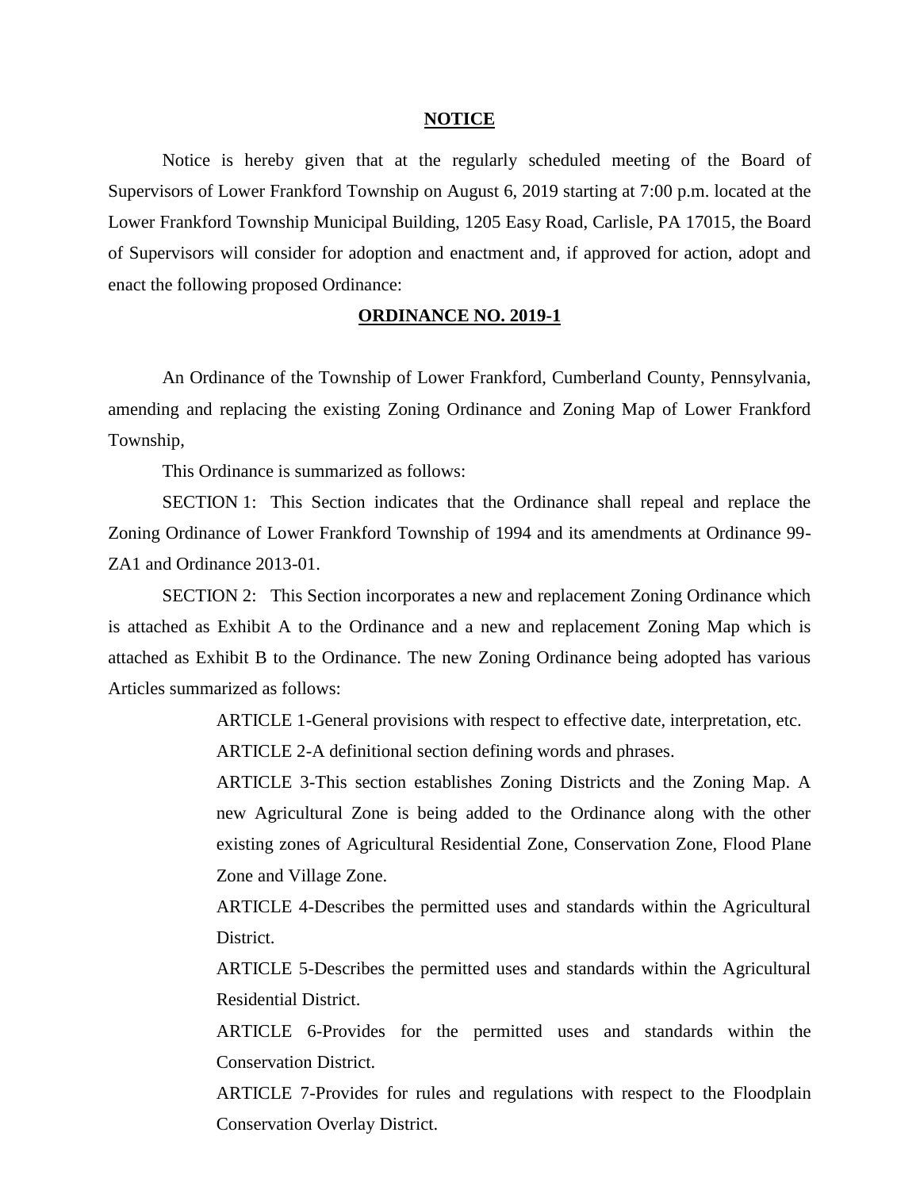# NOTICE

Notice is hereby given that at the regularly scheduled meeting of the Board of Supervisors of Lower Frankford Township on August 6, 2019 starting at 7:00 p.m. located at the Lower Frankford Township Municipal Building, 1205 Easy Road, Carlisle, PA 17015, the Board of Supervisors will consider for adoption and enactment and, if approved for action, adopt and enact the following proposed Ordinance:

## ORDINANCE NO. 2019-1

An Ordinance of the Township of Lower Frankford, Cumberland County, Pennsylvania, amending and replacing the existing Zoning Ordinance and Zoning Map of Lower Frankford Township,

This Ordinance is summarized as follows:

SECTION 1: This Section indicates that the Ordinance shall repeal and replace the Zoning Ordinance of Lower Frankford Township of 1994 and its amendments at Ordinance 99-ZA1 and Ordinance 2013-01.

SECTION 2: This Section incorporates a new and replacement Zoning Ordinance which is attached as Exhibit A to the Ordinance and a new and replacement Zoning Map which is attached as Exhibit B to the Ordinance. The new Zoning Ordinance being adopted has various Articles summarized as follows:

> ARTICLE 1-General provisions with respect to effective date, interpretation, etc.
>
> ARTICLE 2-A definitional section defining words and phrases.
>
> ARTICLE 3-This section establishes Zoning Districts and the Zoning Map. A new Agricultural Zone is being added to the Ordinance along with the other existing zones of Agricultural Residential Zone, Conservation Zone, Flood Plane Zone and Village Zone.
>
> ARTICLE 4-Describes the permitted uses and standards within the Agricultural District.
>
> ARTICLE 5-Describes the permitted uses and standards within the Agricultural Residential District.
>
> ARTICLE 6-Provides for the permitted uses and standards within the Conservation District.
>
> ARTICLE 7-Provides for rules and regulations with respect to the Floodplain Conservation Overlay District.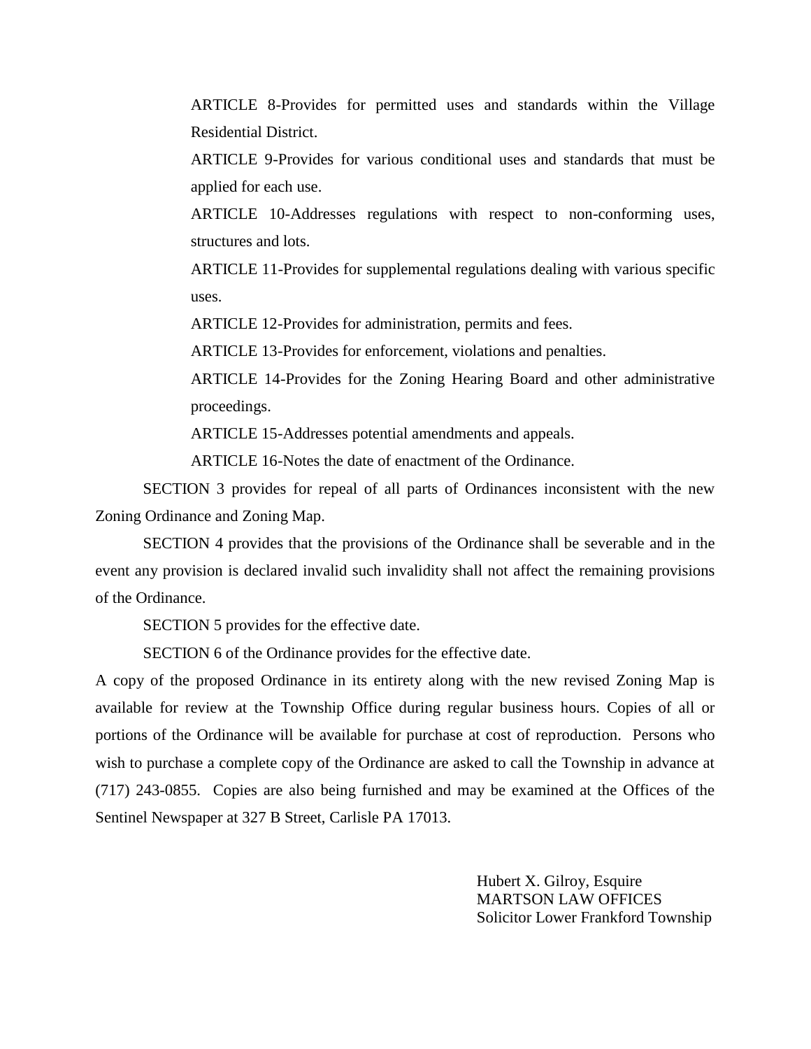ARTICLE 8-Provides for permitted uses and standards within the Village Residential District.

ARTICLE 9-Provides for various conditional uses and standards that must be applied for each use.

ARTICLE 10-Addresses regulations with respect to non-conforming uses, structures and lots.

ARTICLE 11-Provides for supplemental regulations dealing with various specific uses.

ARTICLE 12-Provides for administration, permits and fees.

ARTICLE 13-Provides for enforcement, violations and penalties.

ARTICLE 14-Provides for the Zoning Hearing Board and other administrative proceedings.

ARTICLE 15-Addresses potential amendments and appeals.

ARTICLE 16-Notes the date of enactment of the Ordinance.

SECTION 3 provides for repeal of all parts of Ordinances inconsistent with the new Zoning Ordinance and Zoning Map.

SECTION 4 provides that the provisions of the Ordinance shall be severable and in the event any provision is declared invalid such invalidity shall not affect the remaining provisions of the Ordinance.

SECTION 5 provides for the effective date.

SECTION 6 of the Ordinance provides for the effective date.

A copy of the proposed Ordinance in its entirety along with the new revised Zoning Map is available for review at the Township Office during regular business hours. Copies of all or portions of the Ordinance will be available for purchase at cost of reproduction. Persons who wish to purchase a complete copy of the Ordinance are asked to call the Township in advance at (717) 243-0855. Copies are also being furnished and may be examined at the Offices of the Sentinel Newspaper at 327 B Street, Carlisle PA 17013.

Hubert X. Gilroy, Esquire
MARTSON LAW OFFICES
Solicitor Lower Frankford Township